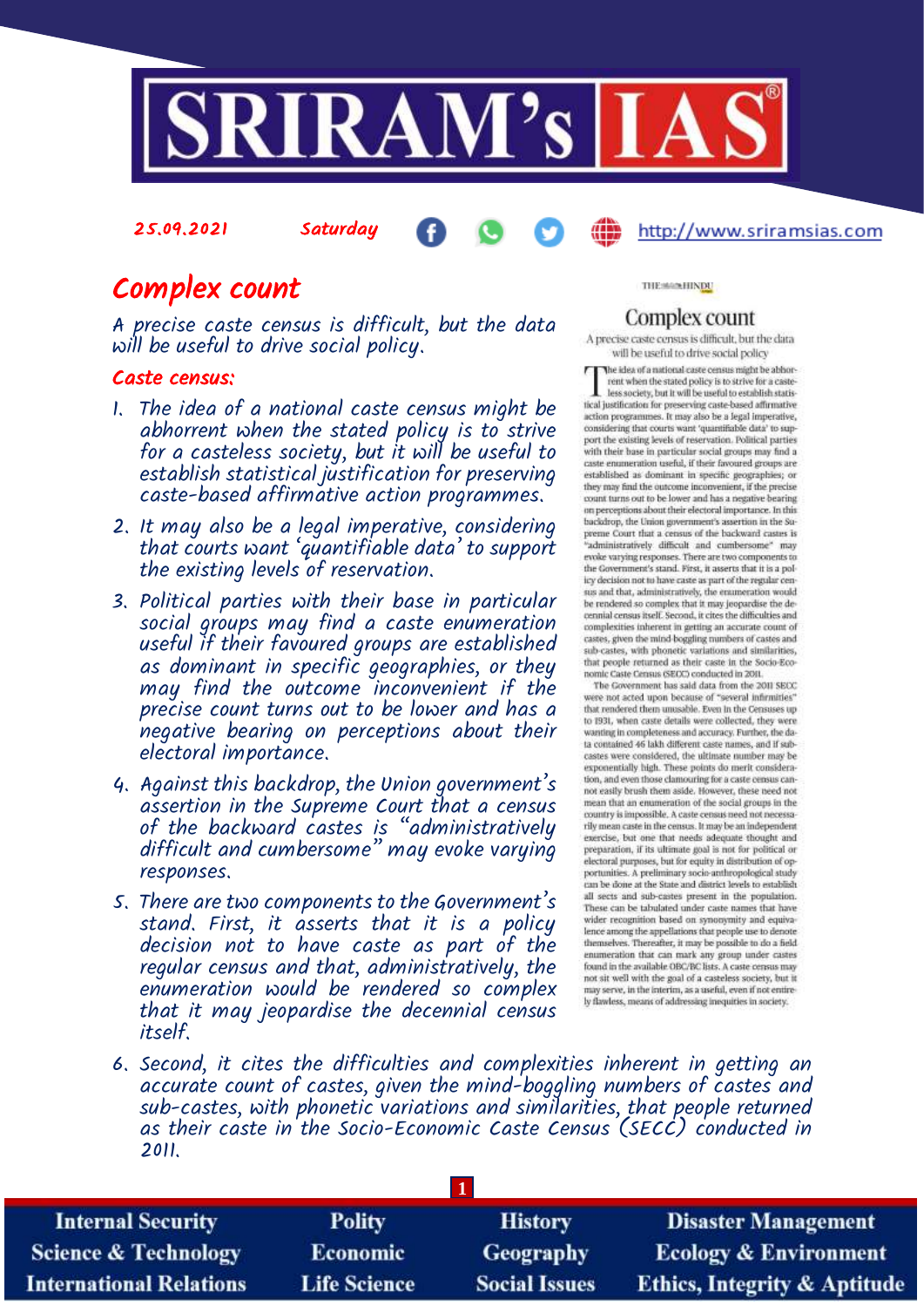25.09.2021 Saturday http://www.sriramsias.com

# Complex count

*A precise caste census is difficult, but the data will be useful to drive social policy.*

## Caste census:

1. The idea of a national caste census might be abhorrent when the stated policy is to strive for a casteless society, but it will be useful to establish statistical justification for preserving caste-based affirmative action programmes.
2. It may also be a legal imperative, considering that courts want 'quantifiable data' to support the existing levels of reservation.
3. Political parties with their base in particular social groups may find a caste enumeration useful if their favoured groups are established as dominant in specific geographies, or they may find the outcome inconvenient if the precise count turns out to be lower and has a negative bearing on perceptions about their electoral importance.
4. Against this backdrop, the Union government's assertion in the Supreme Court that a census of the backward castes is "administratively difficult and cumbersome" may evoke varying responses.
5. There are two components to the Government's stand. First, it asserts that it is a policy decision not to have caste as part of the regular census and that, administratively, the enumeration would be rendered so complex that it may jeopardise the decennial census itself.
6. Second, it cites the difficulties and complexities inherent in getting an accurate count of castes, given the mind-boggling numbers of castes and sub-castes, with phonetic variations and similarities, that people returned as their caste in the Socio-Economic Caste Census (SECC) conducted in 2011.

THE HINDU

## Complex count

A precise caste census is difficult, but the data will be useful to drive social policy

The idea of a national caste census might be abhorrent when the stated policy is to strive for a casteless society, but it will be useful to establish statistical justification for preserving caste-based affirmative action programmes. It may also be a legal imperative, considering that courts want 'quantifiable data' to support the existing levels of reservation. Political parties with their base in particular social groups may find a caste enumeration useful, if their favoured groups are established as dominant in specific geographies; or they may find the outcome inconvenient, if the precise count turns out to be lower and has a negative bearing on perceptions about their electoral importance. In this backdrop, the Union government's assertion in the Supreme Court that a census of the backward castes is "administratively difficult and cumbersome" may evoke varying responses. There are two components to the Government's stand. First, it asserts that it is a policy decision not to have caste as part of the regular census and that, administratively, the enumeration would be rendered so complex that it may jeopardise the decennial census itself. Second, it cites the difficulties and complexities inherent in getting an accurate count of castes, given the mind-boggling numbers of castes and sub-castes, with phonetic variations and similarities, that people returned as their caste in the Socio-Economic Caste Census (SECC) conducted in 2011.

The Government has said data from the 2011 SECC were not acted upon because of "several infirmities" that rendered them unusable. Even in the Censuses up to 1931, when caste details were collected, they were wanting in completeness and accuracy. Further, the data contained 46 lakh different caste names, and if sub-castes were considered, the ultimate number may be exponentially high. These points do merit consideration, and even those clamouring for a caste census cannot easily brush them aside. However, these need not mean that an enumeration of the social groups in the country is impossible. A caste census need not necessarily mean caste in the census. It may be an independent exercise, but one that needs adequate thought and preparation, if its ultimate goal is not for political or electoral purposes, but for equity in distribution of opportunities. A preliminary socio-anthropological study can be done at the State and district levels to establish all sects and sub-castes present in the population. These can be tabulated under caste names that have wider recognition based on synonymity and equivalence among the appellations that people use to denote themselves. Thereafter, it may be possible to do a field enumeration that can mark any group under castes found in the available OBC/BC lists. A caste census may not sit well with the goal of a casteless society, but it may serve, in the interim, as a useful, even if not entirely flawless, means of addressing inequities in society.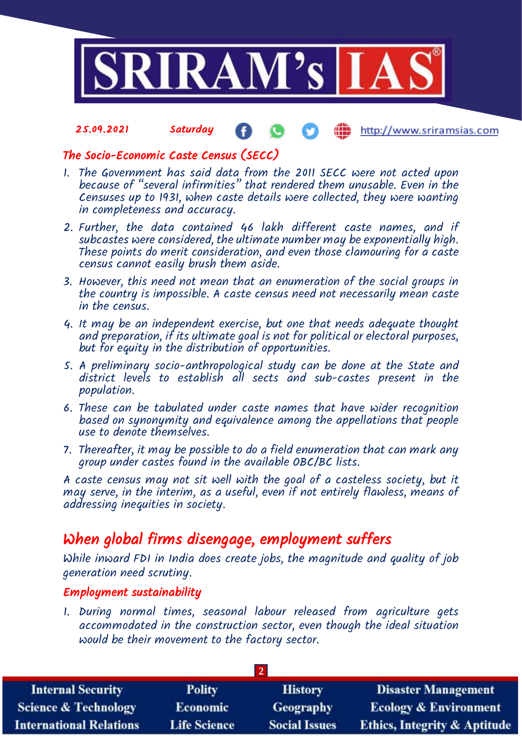### The Socio-Economic Caste Census (SECC)

1. The Government has said data from the 2011 SECC were not acted upon because of "several infirmities" that rendered them unusable. Even in the Censuses up to 1931, when caste details were collected, they were wanting in completeness and accuracy.
2. Further, the data contained 46 lakh different caste names, and if subcastes were considered, the ultimate number may be exponentially high. These points do merit consideration, and even those clamouring for a caste census cannot easily brush them aside.
3. However, this need not mean that an enumeration of the social groups in the country is impossible. A caste census need not necessarily mean caste in the census.
4. It may be an independent exercise, but one that needs adequate thought and preparation, if its ultimate goal is not for political or electoral purposes, but for equity in the distribution of opportunities.
5. A preliminary socio-anthropological study can be done at the State and district levels to establish all sects and sub-castes present in the population.
6. These can be tabulated under caste names that have wider recognition based on synonymity and equivalence among the appellations that people use to denote themselves.
7. Thereafter, it may be possible to do a field enumeration that can mark any group under castes found in the available OBC/BC lists.

A caste census may not sit well with the goal of a casteless society, but it may serve, in the interim, as a useful, even if not entirely flawless, means of addressing inequities in society.

## When global firms disengage, employment suffers

While inward FDI in India does create jobs, the magnitude and quality of job generation need scrutiny.

### Employment sustainability

1. During normal times, seasonal labour released from agriculture gets accommodated in the construction sector, even though the ideal situation would be their movement to the factory sector.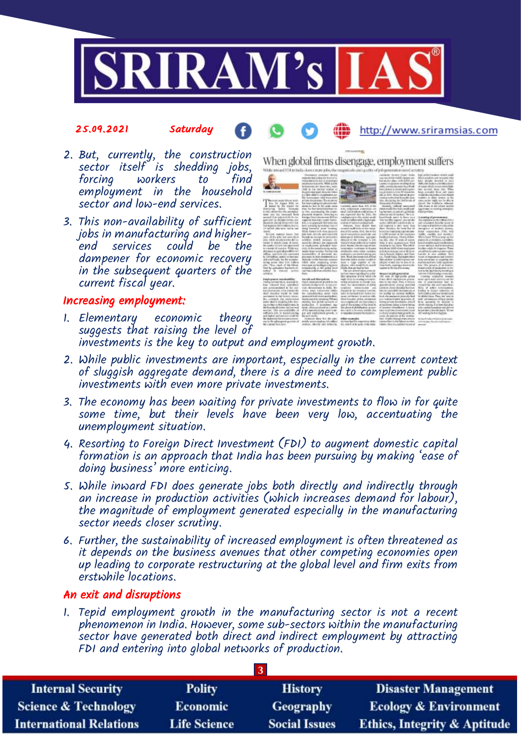2. But, currently, the construction sector itself is shedding jobs, forcing workers to find employment in the household sector and low-end services.
3. This non-availability of sufficient jobs in manufacturing and higher-end services could be the dampener for economic recovery in the subsequent quarters of the current fiscal year.

## Increasing employment:

1. Elementary economic theory suggests that raising the level of investments is the key to output and employment growth.
2. While public investments are important, especially in the current context of sluggish aggregate demand, there is a dire need to complement public investments with even more private investments.
3. The economy has been waiting for private investments to flow in for quite some time, but their levels have been very low, accentuating the unemployment situation.
4. Resorting to Foreign Direct Investment (FDI) to augment domestic capital formation is an approach that India has been pursuing by making 'ease of doing business' more enticing.
5. While inward FDI does generate jobs both directly and indirectly through an increase in production activities (which increases demand for labour), the magnitude of employment generated especially in the manufacturing sector needs closer scrutiny.
6. Further, the sustainability of increased employment is often threatened as it depends on the business avenues that other competing economies open up leading to corporate restructuring at the global level and firm exits from erstwhile locations.

## An exit and disruptions

1. Tepid employment growth in the manufacturing sector is not a recent phenomenon in India. However, some sub-sectors within the manufacturing sector have generated both direct and indirect employment by attracting FDI and entering into global networks of production.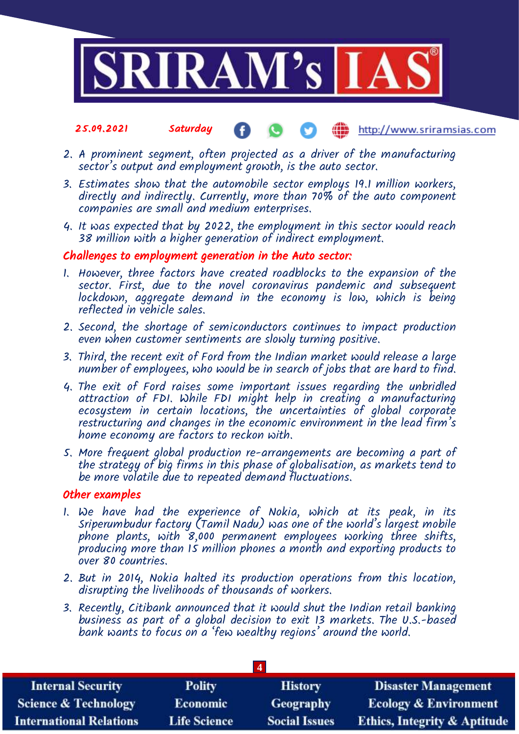2. A prominent segment, often projected as a driver of the manufacturing sector's output and employment growth, is the auto sector.
3. Estimates show that the automobile sector employs 19.1 million workers, directly and indirectly. Currently, more than 70% of the auto component companies are small and medium enterprises.
4. It was expected that by 2022, the employment in this sector would reach 38 million with a higher generation of indirect employment.

### Challenges to employment generation in the Auto sector:

1. However, three factors have created roadblocks to the expansion of the sector. First, due to the novel coronavirus pandemic and subsequent lockdown, aggregate demand in the economy is low, which is being reflected in vehicle sales.
2. Second, the shortage of semiconductors continues to impact production even when customer sentiments are slowly turning positive.
3. Third, the recent exit of Ford from the Indian market would release a large number of employees, who would be in search of jobs that are hard to find.
4. The exit of Ford raises some important issues regarding the unbridled attraction of FDI. While FDI might help in creating a manufacturing ecosystem in certain locations, the uncertainties of global corporate restructuring and changes in the economic environment in the lead firm's home economy are factors to reckon with.
5. More frequent global production re-arrangements are becoming a part of the strategy of big firms in this phase of globalisation, as markets tend to be more volatile due to repeated demand fluctuations.

### Other examples

1. We have had the experience of Nokia, which at its peak, in its Sriperumbudur factory (Tamil Nadu) was one of the world's largest mobile phone plants, with 8,000 permanent employees working three shifts, producing more than 15 million phones a month and exporting products to over 80 countries.
2. But in 2014, Nokia halted its production operations from this location, disrupting the livelihoods of thousands of workers.
3. Recently, Citibank announced that it would shut the Indian retail banking business as part of a global decision to exit 13 markets. The U.S.-based bank wants to focus on a 'few wealthy regions' around the world.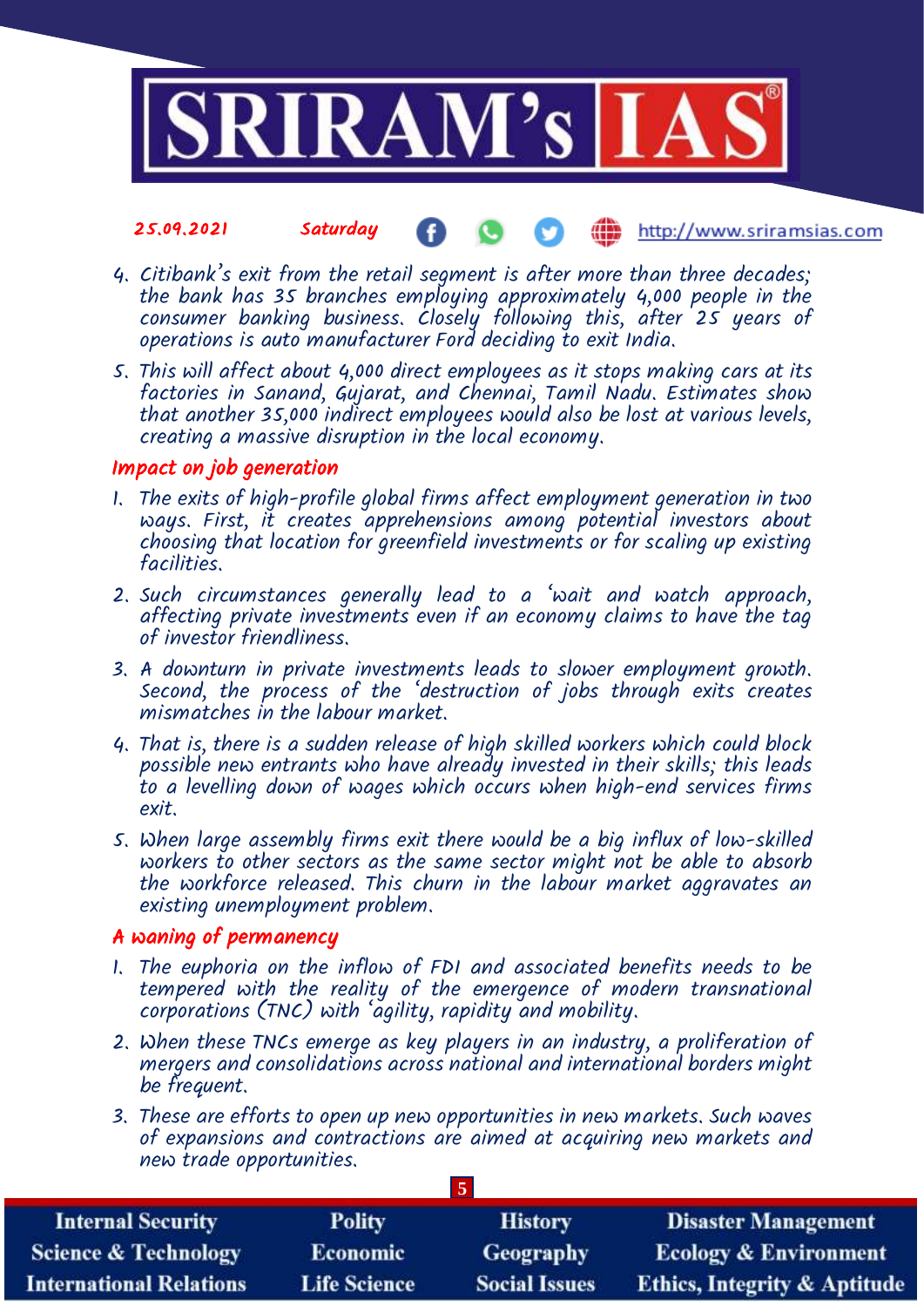4. Citibank's exit from the retail segment is after more than three decades; the bank has 35 branches employing approximately 4,000 people in the consumer banking business. Closely following this, after 25 years of operations is auto manufacturer Ford deciding to exit India.
5. This will affect about 4,000 direct employees as it stops making cars at its factories in Sanand, Gujarat, and Chennai, Tamil Nadu. Estimates show that another 35,000 indirect employees would also be lost at various levels, creating a massive disruption in the local economy.

## Impact on job generation

1. The exits of high-profile global firms affect employment generation in two ways. First, it creates apprehensions among potential investors about choosing that location for greenfield investments or for scaling up existing facilities.
2. Such circumstances generally lead to a 'wait and watch approach, affecting private investments even if an economy claims to have the tag of investor friendliness.
3. A downturn in private investments leads to slower employment growth. Second, the process of the 'destruction of jobs through exits creates mismatches in the labour market.
4. That is, there is a sudden release of high skilled workers which could block possible new entrants who have already invested in their skills; this leads to a levelling down of wages which occurs when high-end services firms exit.
5. When large assembly firms exit there would be a big influx of low-skilled workers to other sectors as the same sector might not be able to absorb the workforce released. This churn in the labour market aggravates an existing unemployment problem.

## A waning of permanency

1. The euphoria on the inflow of FDI and associated benefits needs to be tempered with the reality of the emergence of modern transnational corporations (TNC) with 'agility, rapidity and mobility.
2. When these TNCs emerge as key players in an industry, a proliferation of mergers and consolidations across national and international borders might be frequent.
3. These are efforts to open up new opportunities in new markets. Such waves of expansions and contractions are aimed at acquiring new markets and new trade opportunities.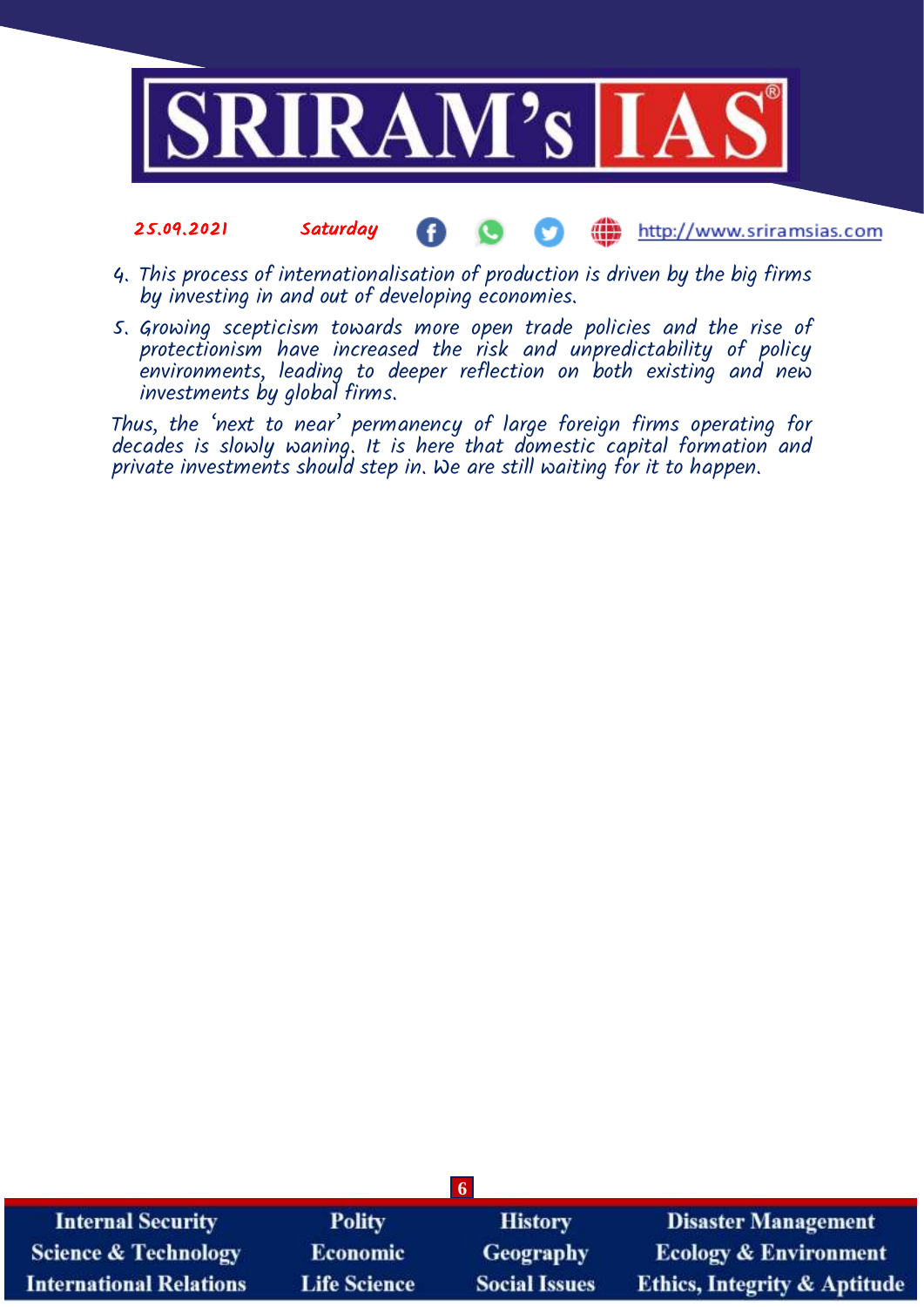4. This process of internationalisation of production is driven by the big firms by investing in and out of developing economies.
5. Growing scepticism towards more open trade policies and the rise of protectionism have increased the risk and unpredictability of policy environments, leading to deeper reflection on both existing and new investments by global firms.

Thus, the 'next to near' permanency of large foreign firms operating for decades is slowly waning. It is here that domestic capital formation and private investments should step in. We are still waiting for it to happen.